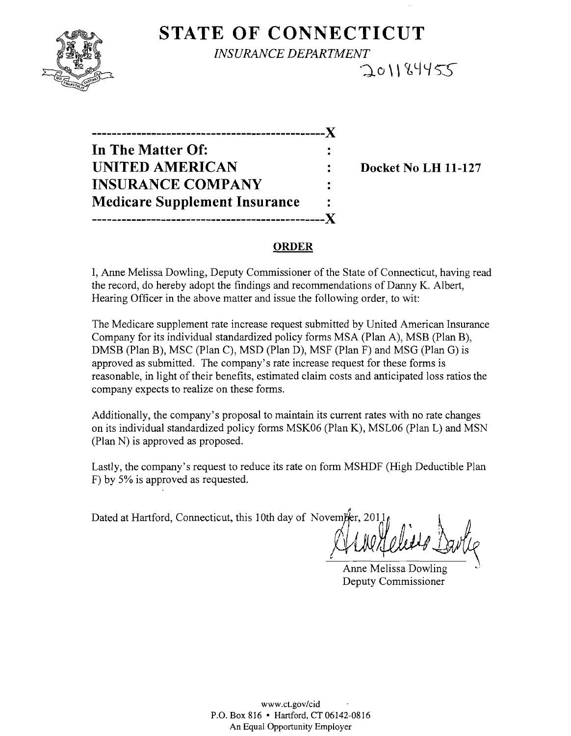# STATE OF CONNECTICUT

*INSURANCE DEPARTMENT*

20118455

---

| | | |
|---|---|---|
| **In The Matter Of:** | : | |
| **UNITED AMERICAN** | : | **Docket No LH 11-127** |
| **INSURANCE COMPANY** | : | |
| **Medicare Supplement Insurance** | : | |

---

## ORDER

I, Anne Melissa Dowling, Deputy Commissioner of the State of Connecticut, having read the record, do hereby adopt the findings and recommendations of Danny K. Albert, Hearing Officer in the above matter and issue the following order, to wit:

The Medicare supplement rate increase request submitted by United American Insurance Company for its individual standardized policy forms MSA (Plan A), MSB (Plan B), DMSB (Plan B), MSC (Plan C), MSD (Plan D), MSF (Plan F) and MSG (Plan G) is approved as submitted. The company's rate increase request for these forms is reasonable, in light of their benefits, estimated claim costs and anticipated loss ratios the company expects to realize on these forms.

Additionally, the company's proposal to maintain its current rates with no rate changes on its individual standardized policy forms MSK06 (Plan K), MSL06 (Plan L) and MSN (Plan N) is approved as proposed.

Lastly, the company's request to reduce its rate on form MSHDF (High Deductible Plan F) by 5% is approved as requested.

Dated at Hartford, Connecticut, this 10th day of November, 2011.

Anne Melissa Dowling
Deputy Commissioner

www.ct.gov/cid
P.O. Box 816 • Hartford, CT 06142-0816
An Equal Opportunity Employer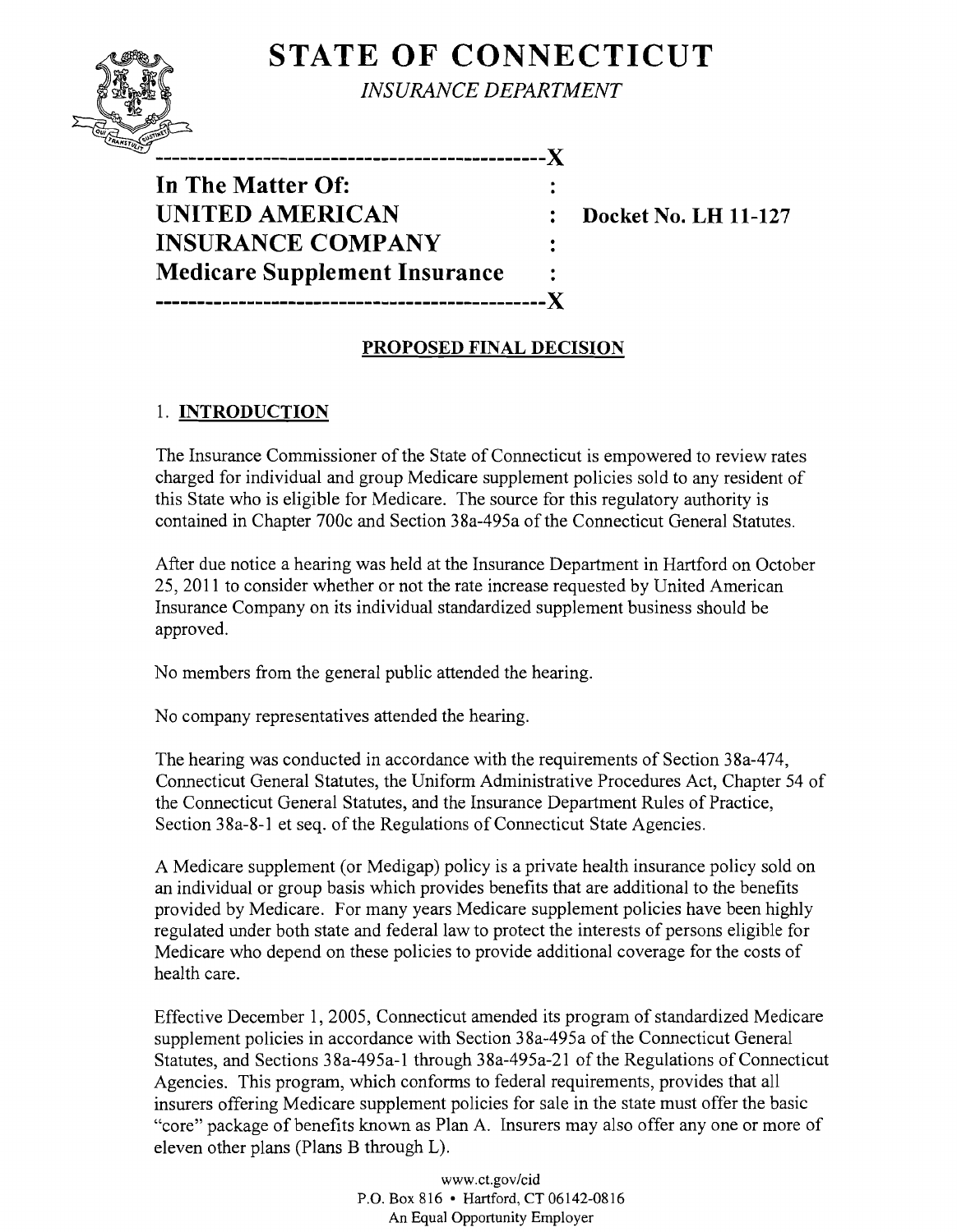# STATE OF CONNECTICUT

*INSURANCE DEPARTMENT*

---

**In The Matter Of:**
**UNITED AMERICAN INSURANCE COMPANY**
**Medicare Supplement Insurance**

**Docket No. LH 11-127**

---

## PROPOSED FINAL DECISION

### 1. INTRODUCTION

The Insurance Commissioner of the State of Connecticut is empowered to review rates charged for individual and group Medicare supplement policies sold to any resident of this State who is eligible for Medicare. The source for this regulatory authority is contained in Chapter 700c and Section 38a-495a of the Connecticut General Statutes.

After due notice a hearing was held at the Insurance Department in Hartford on October 25, 2011 to consider whether or not the rate increase requested by United American Insurance Company on its individual standardized supplement business should be approved.

No members from the general public attended the hearing.

No company representatives attended the hearing.

The hearing was conducted in accordance with the requirements of Section 38a-474, Connecticut General Statutes, the Uniform Administrative Procedures Act, Chapter 54 of the Connecticut General Statutes, and the Insurance Department Rules of Practice, Section 38a-8-1 et seq. of the Regulations of Connecticut State Agencies.

A Medicare supplement (or Medigap) policy is a private health insurance policy sold on an individual or group basis which provides benefits that are additional to the benefits provided by Medicare. For many years Medicare supplement policies have been highly regulated under both state and federal law to protect the interests of persons eligible for Medicare who depend on these policies to provide additional coverage for the costs of health care.

Effective December 1, 2005, Connecticut amended its program of standardized Medicare supplement policies in accordance with Section 38a-495a of the Connecticut General Statutes, and Sections 38a-495a-1 through 38a-495a-21 of the Regulations of Connecticut Agencies. This program, which conforms to federal requirements, provides that all insurers offering Medicare supplement policies for sale in the state must offer the basic "core" package of benefits known as Plan A. Insurers may also offer any one or more of eleven other plans (Plans B through L).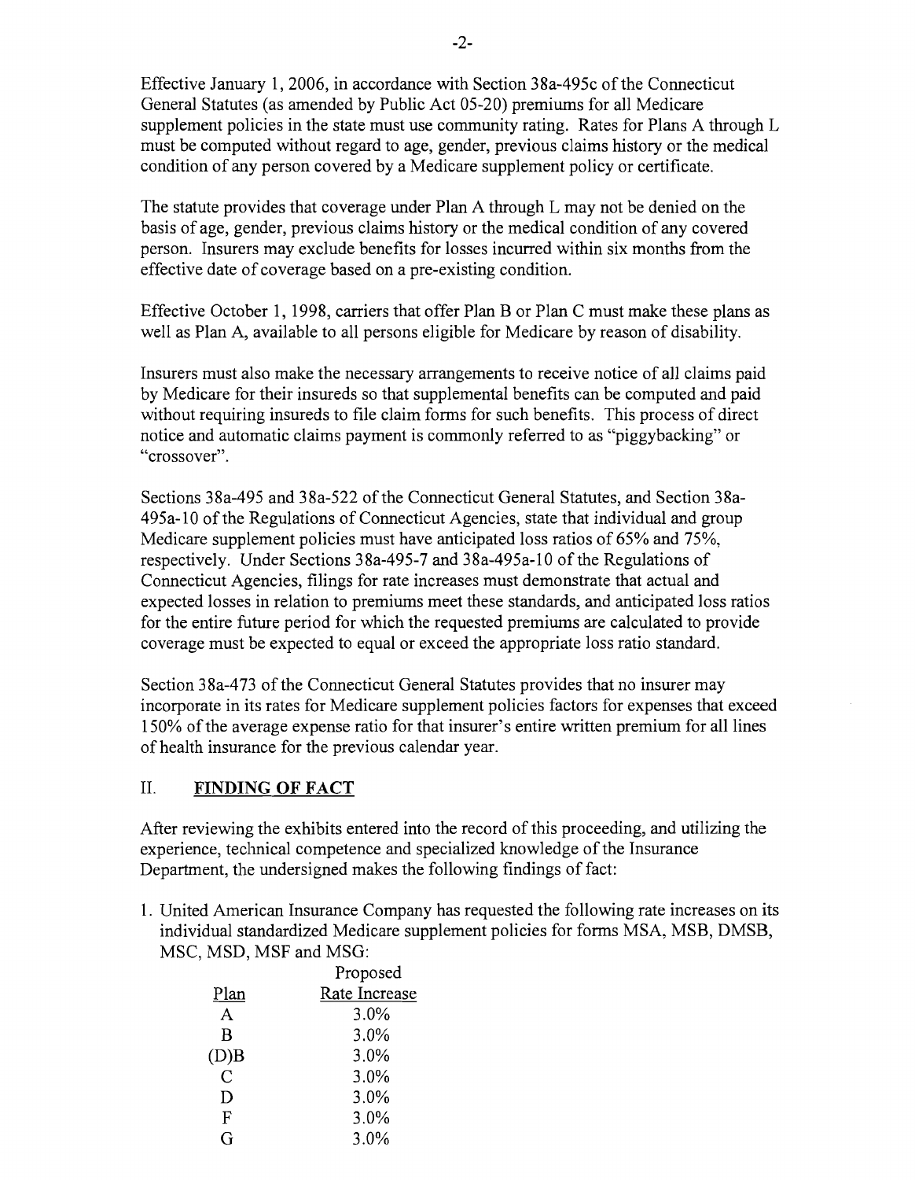Effective January 1, 2006, in accordance with Section 38a-495c of the Connecticut General Statutes (as amended by Public Act 05-20) premiums for all Medicare supplement policies in the state must use community rating. Rates for Plans A through L must be computed without regard to age, gender, previous claims history or the medical condition of any person covered by a Medicare supplement policy or certificate.

The statute provides that coverage under Plan A through L may not be denied on the basis of age, gender, previous claims history or the medical condition of any covered person. Insurers may exclude benefits for losses incurred within six months from the effective date of coverage based on a pre-existing condition.

Effective October 1, 1998, carriers that offer Plan B or Plan C must make these plans as well as Plan A, available to all persons eligible for Medicare by reason of disability.

Insurers must also make the necessary arrangements to receive notice of all claims paid by Medicare for their insureds so that supplemental benefits can be computed and paid without requiring insureds to file claim forms for such benefits. This process of direct notice and automatic claims payment is commonly referred to as "piggybacking" or "crossover".

Sections 38a-495 and 38a-522 of the Connecticut General Statutes, and Section 38a-495a-10 of the Regulations of Connecticut Agencies, state that individual and group Medicare supplement policies must have anticipated loss ratios of 65% and 75%, respectively. Under Sections 38a-495-7 and 38a-495a-10 of the Regulations of Connecticut Agencies, filings for rate increases must demonstrate that actual and expected losses in relation to premiums meet these standards, and anticipated loss ratios for the entire future period for which the requested premiums are calculated to provide coverage must be expected to equal or exceed the appropriate loss ratio standard.

Section 38a-473 of the Connecticut General Statutes provides that no insurer may incorporate in its rates for Medicare supplement policies factors for expenses that exceed 150% of the average expense ratio for that insurer's entire written premium for all lines of health insurance for the previous calendar year.

## II. FINDING OF FACT

After reviewing the exhibits entered into the record of this proceeding, and utilizing the experience, technical competence and specialized knowledge of the Insurance Department, the undersigned makes the following findings of fact:

1. United American Insurance Company has requested the following rate increases on its individual standardized Medicare supplement policies for forms MSA, MSB, DMSB, MSC, MSD, MSF and MSG:

| Plan | Proposed Rate Increase |
|---|---|
| A | 3.0% |
| B | 3.0% |
| (D)B | 3.0% |
| C | 3.0% |
| D | 3.0% |
| F | 3.0% |
| G | 3.0% |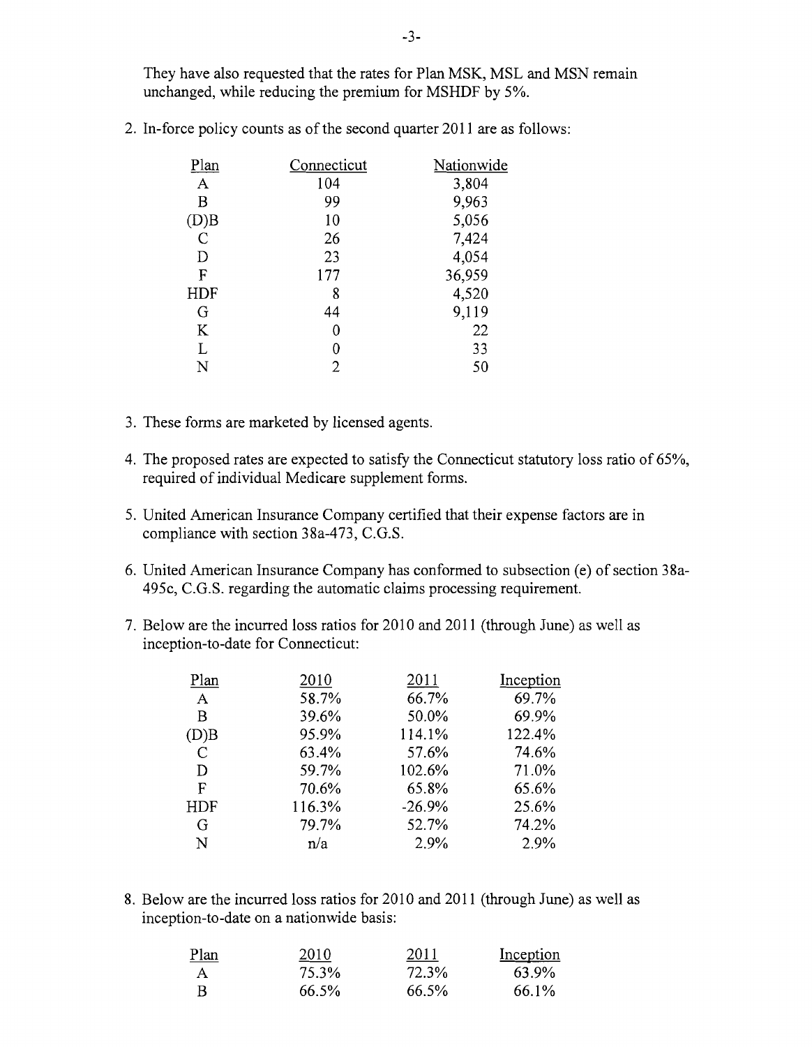They have also requested that the rates for Plan MSK, MSL and MSN remain unchanged, while reducing the premium for MSHDF by 5%.

2. In-force policy counts as of the second quarter 2011 are as follows:

| Plan | Connecticut | Nationwide |
|---|---|---|
| A | 104 | 3,804 |
| B | 99 | 9,963 |
| (D)B | 10 | 5,056 |
| C | 26 | 7,424 |
| D | 23 | 4,054 |
| F | 177 | 36,959 |
| HDF | 8 | 4,520 |
| G | 44 | 9,119 |
| K | 0 | 22 |
| L | 0 | 33 |
| N | 2 | 50 |

3. These forms are marketed by licensed agents.

4. The proposed rates are expected to satisfy the Connecticut statutory loss ratio of 65%, required of individual Medicare supplement forms.

5. United American Insurance Company certified that their expense factors are in compliance with section 38a-473, C.G.S.

6. United American Insurance Company has conformed to subsection (e) of section 38a-495c, C.G.S. regarding the automatic claims processing requirement.

7. Below are the incurred loss ratios for 2010 and 2011 (through June) as well as inception-to-date for Connecticut:

| Plan | 2010 | 2011 | Inception |
|---|---|---|---|
| A | 58.7% | 66.7% | 69.7% |
| B | 39.6% | 50.0% | 69.9% |
| (D)B | 95.9% | 114.1% | 122.4% |
| C | 63.4% | 57.6% | 74.6% |
| D | 59.7% | 102.6% | 71.0% |
| F | 70.6% | 65.8% | 65.6% |
| HDF | 116.3% | -26.9% | 25.6% |
| G | 79.7% | 52.7% | 74.2% |
| N | n/a | 2.9% | 2.9% |

8. Below are the incurred loss ratios for 2010 and 2011 (through June) as well as inception-to-date on a nationwide basis:

| Plan | 2010 | 2011 | Inception |
|---|---|---|---|
| A | 75.3% | 72.3% | 63.9% |
| B | 66.5% | 66.5% | 66.1% |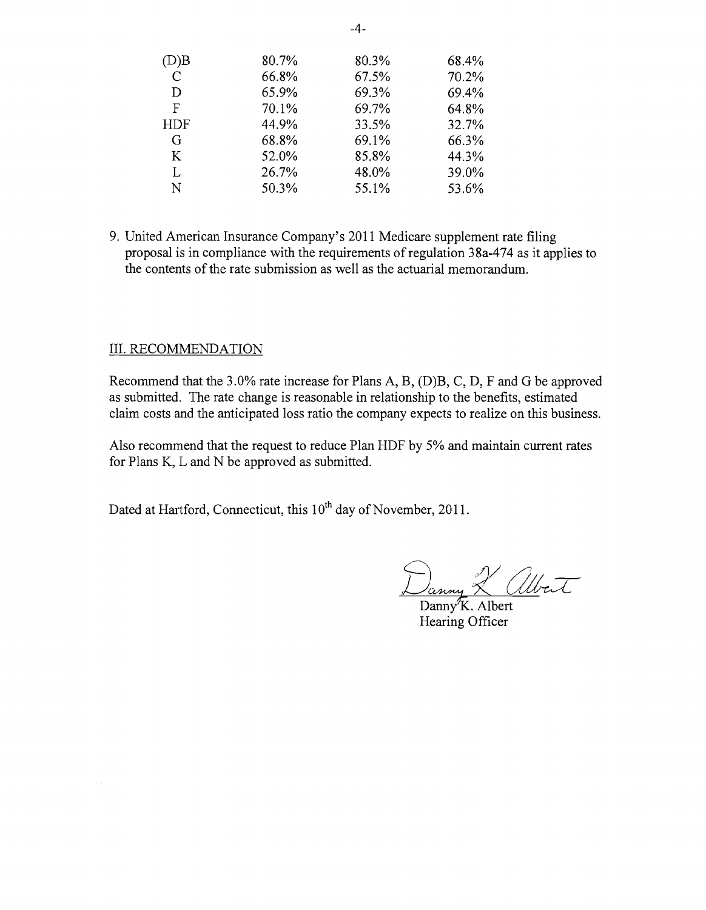| | | | |
|---|---|---|---|
| (D)B | 80.7% | 80.3% | 68.4% |
| C | 66.8% | 67.5% | 70.2% |
| D | 65.9% | 69.3% | 69.4% |
| F | 70.1% | 69.7% | 64.8% |
| HDF | 44.9% | 33.5% | 32.7% |
| G | 68.8% | 69.1% | 66.3% |
| K | 52.0% | 85.8% | 44.3% |
| L | 26.7% | 48.0% | 39.0% |
| N | 50.3% | 55.1% | 53.6% |

9. United American Insurance Company's 2011 Medicare supplement rate filing proposal is in compliance with the requirements of regulation 38a-474 as it applies to the contents of the rate submission as well as the actuarial memorandum.

## III. RECOMMENDATION

Recommend that the 3.0% rate increase for Plans A, B, (D)B, C, D, F and G be approved as submitted. The rate change is reasonable in relationship to the benefits, estimated claim costs and the anticipated loss ratio the company expects to realize on this business.

Also recommend that the request to reduce Plan HDF by 5% and maintain current rates for Plans K, L and N be approved as submitted.

Dated at Hartford, Connecticut, this 10th day of November, 2011.

Danny K. Albert
Hearing Officer